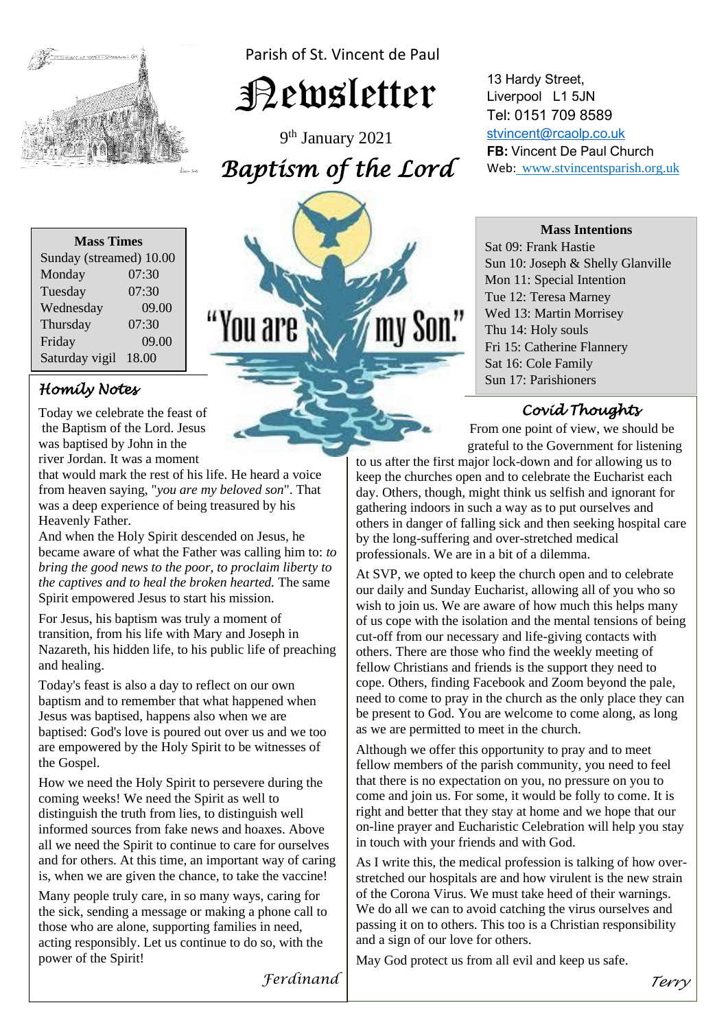Parish of St. Vincent de Paul

# Newsletter

9th January 2021

## *Baptism of the Lord*

13 Hardy Street,
Liverpool L1 5JN
Tel: 0151 709 8589
stvincent@rcaolp.co.uk
**FB:** Vincent De Paul Church
Web: www.stvincentsparish.org.uk

| **Mass Times** | |
|---|---|
| Sunday (streamed) | 10.00 |
| Monday | 07:30 |
| Tuesday | 07:30 |
| Wednesday | 09.00 |
| Thursday | 07:30 |
| Friday | 09.00 |
| Saturday vigil | 18.00 |

"You are my Son."

**Mass Intentions**

Sat 09: Frank Hastie
Sun 10: Joseph & Shelly Glanville
Mon 11: Special Intention
Tue 12: Teresa Marney
Wed 13: Martin Morrisey
Thu 14: Holy souls
Fri 15: Catherine Flannery
Sat 16: Cole Family
Sun 17: Parishioners

### *Homily Notes*

Today we celebrate the feast of the Baptism of the Lord. Jesus was baptised by John in the river Jordan. It was a moment that would mark the rest of his life. He heard a voice from heaven saying, "*you are my beloved son*". That was a deep experience of being treasured by his Heavenly Father.
And when the Holy Spirit descended on Jesus, he became aware of what the Father was calling him to: *to bring the good news to the poor, to proclaim liberty to the captives and to heal the broken hearted.* The same Spirit empowered Jesus to start his mission.

For Jesus, his baptism was truly a moment of transition, from his life with Mary and Joseph in Nazareth, his hidden life, to his public life of preaching and healing.

Today's feast is also a day to reflect on our own baptism and to remember that what happened when Jesus was baptised, happens also when we are baptised: God's love is poured out over us and we too are empowered by the Holy Spirit to be witnesses of the Gospel.

How we need the Holy Spirit to persevere during the coming weeks! We need the Spirit as well to distinguish the truth from lies, to distinguish well informed sources from fake news and hoaxes. Above all we need the Spirit to continue to care for ourselves and for others. At this time, an important way of caring is, when we are given the chance, to take the vaccine!

Many people truly care, in so many ways, caring for the sick, sending a message or making a phone call to those who are alone, supporting families in need, acting responsibly. Let us continue to do so, with the power of the Spirit!

*Ferdinand*

### *Covid Thoughts*

From one point of view, we should be grateful to the Government for listening to us after the first major lock-down and for allowing us to keep the churches open and to celebrate the Eucharist each day. Others, though, might think us selfish and ignorant for gathering indoors in such a way as to put ourselves and others in danger of falling sick and then seeking hospital care by the long-suffering and over-stretched medical professionals. We are in a bit of a dilemma.

At SVP, we opted to keep the church open and to celebrate our daily and Sunday Eucharist, allowing all of you who so wish to join us. We are aware of how much this helps many of us cope with the isolation and the mental tensions of being cut-off from our necessary and life-giving contacts with others. There are those who find the weekly meeting of fellow Christians and friends is the support they need to cope. Others, finding Facebook and Zoom beyond the pale, need to come to pray in the church as the only place they can be present to God. You are welcome to come along, as long as we are permitted to meet in the church.

Although we offer this opportunity to pray and to meet fellow members of the parish community, you need to feel that there is no expectation on you, no pressure on you to come and join us. For some, it would be folly to come. It is right and better that they stay at home and we hope that our on-line prayer and Eucharistic Celebration will help you stay in touch with your friends and with God.

As I write this, the medical profession is talking of how over-stretched our hospitals are and how virulent is the new strain of the Corona Virus. We must take heed of their warnings. We do all we can to avoid catching the virus ourselves and passing it on to others. This too is a Christian responsibility and a sign of our love for others.

May God protect us from all evil and keep us safe.

*Terry*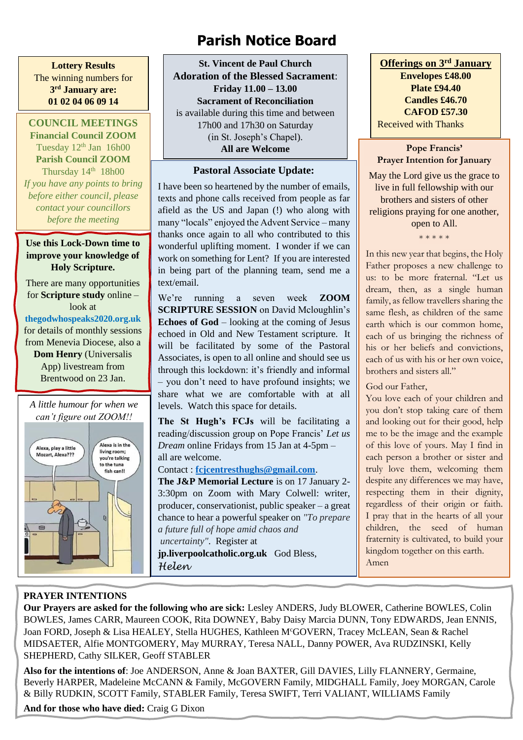# Parish Notice Board

**Lottery Results**
The winning numbers for
**3rd January are:**
**01 02 04 06 09 14**

## COUNCIL MEETINGS

**Financial Council ZOOM**
Tuesday 12th Jan 16h00
**Parish Council ZOOM**
Thursday 14th 18h00
*If you have any points to bring before either council, please contact your councillors before the meeting*

**Use this Lock-Down time to improve your knowledge of Holy Scripture.**

There are many opportunities for **Scripture study** online – look at **thegodwhospeaks2020.org.uk** for details of monthly sessions from Menevia Diocese, also a **Dom Henry** (Universalis App) livestream from Brentwood on 23 Jan.

*A little humour for when we can't figure out ZOOM!!*

**St. Vincent de Paul Church**
**Adoration of the Blessed Sacrament**:
**Friday 11.00 – 13.00**
**Sacrament of Reconciliation**
is available during this time and between 17h00 and 17h30 on Saturday
(in St. Joseph's Chapel).
**All are Welcome**

## Pastoral Associate Update:

I have been so heartened by the number of emails, texts and phone calls received from people as far afield as the US and Japan (!) who along with many "locals" enjoyed the Advent Service – many thanks once again to all who contributed to this wonderful uplifting moment. I wonder if we can work on something for Lent? If you are interested in being part of the planning team, send me a text/email.

We're running a seven week **ZOOM SCRIPTURE SESSION** on David Mcloughlin's **Echoes of God** – looking at the coming of Jesus echoed in Old and New Testament scripture. It will be facilitated by some of the Pastoral Associates, is open to all online and should see us through this lockdown: it's friendly and informal – you don't need to have profound insights; we share what we are comfortable with at all levels. Watch this space for details.

**The St Hugh's FCJs** will be facilitating a reading/discussion group on Pope Francis' *Let us Dream* online Fridays from 15 Jan at 4-5pm – all are welcome.

Contact : **fcjcentresthughs@gmail.com**.

**The J&P Memorial Lecture** is on 17 January 2-3:30pm on Zoom with Mary Colwell: writer, producer, conservationist, public speaker – a great chance to hear a powerful speaker on *"To prepare a future full of hope amid chaos and uncertainty"*. Register at **jp.liverpoolcatholic.org.uk** God Bless,
*Helen*

**Offerings on 3rd January**
**Envelopes £48.00**
**Plate £94.40**
**Candles £46.70**
**CAFOD £57.30**
Received with Thanks

**Pope Francis' Prayer Intention for January**

May the Lord give us the grace to live in full fellowship with our brothers and sisters of other religions praying for one another, open to All.

\* \* \* \* \*

In this new year that begins, the Holy Father proposes a new challenge to us: to be more fraternal. "Let us dream, then, as a single human family, as fellow travellers sharing the same flesh, as children of the same earth which is our common home, each of us bringing the richness of his or her beliefs and convictions, each of us with his or her own voice, brothers and sisters all."

God our Father,
You love each of your children and you don't stop taking care of them and looking out for their good, help me to be the image and the example of this love of yours. May I find in each person a brother or sister and truly love them, welcoming them despite any differences we may have, respecting them in their dignity, regardless of their origin or faith. I pray that in the hearts of all your children, the seed of human fraternity is cultivated, to build your kingdom together on this earth.
Amen

## PRAYER INTENTIONS

**Our Prayers are asked for the following who are sick:** Lesley ANDERS, Judy BLOWER, Catherine BOWLES, Colin BOWLES, James CARR, Maureen COOK, Rita DOWNEY, Baby Daisy Marcia DUNN, Tony EDWARDS, Jean ENNIS, Joan FORD, Joseph & Lisa HEALEY, Stella HUGHES, Kathleen McGOVERN, Tracey McLEAN, Sean & Rachel MIDSAETER, Alfie MONTGOMERY, May MURRAY, Teresa NALL, Danny POWER, Ava RUDZINSKI, Kelly SHEPHERD, Cathy SILKER, Geoff STABLER

**Also for the intentions of**: Joe ANDERSON, Anne & Joan BAXTER, Gill DAVIES, Lilly FLANNERY, Germaine, Beverly HARPER, Madeleine McCANN & Family, McGOVERN Family, MIDGHALL Family, Joey MORGAN, Carole & Billy RUDKIN, SCOTT Family, STABLER Family, Teresa SWIFT, Terri VALIANT, WILLIAMS Family

**And for those who have died:** Craig G Dixon